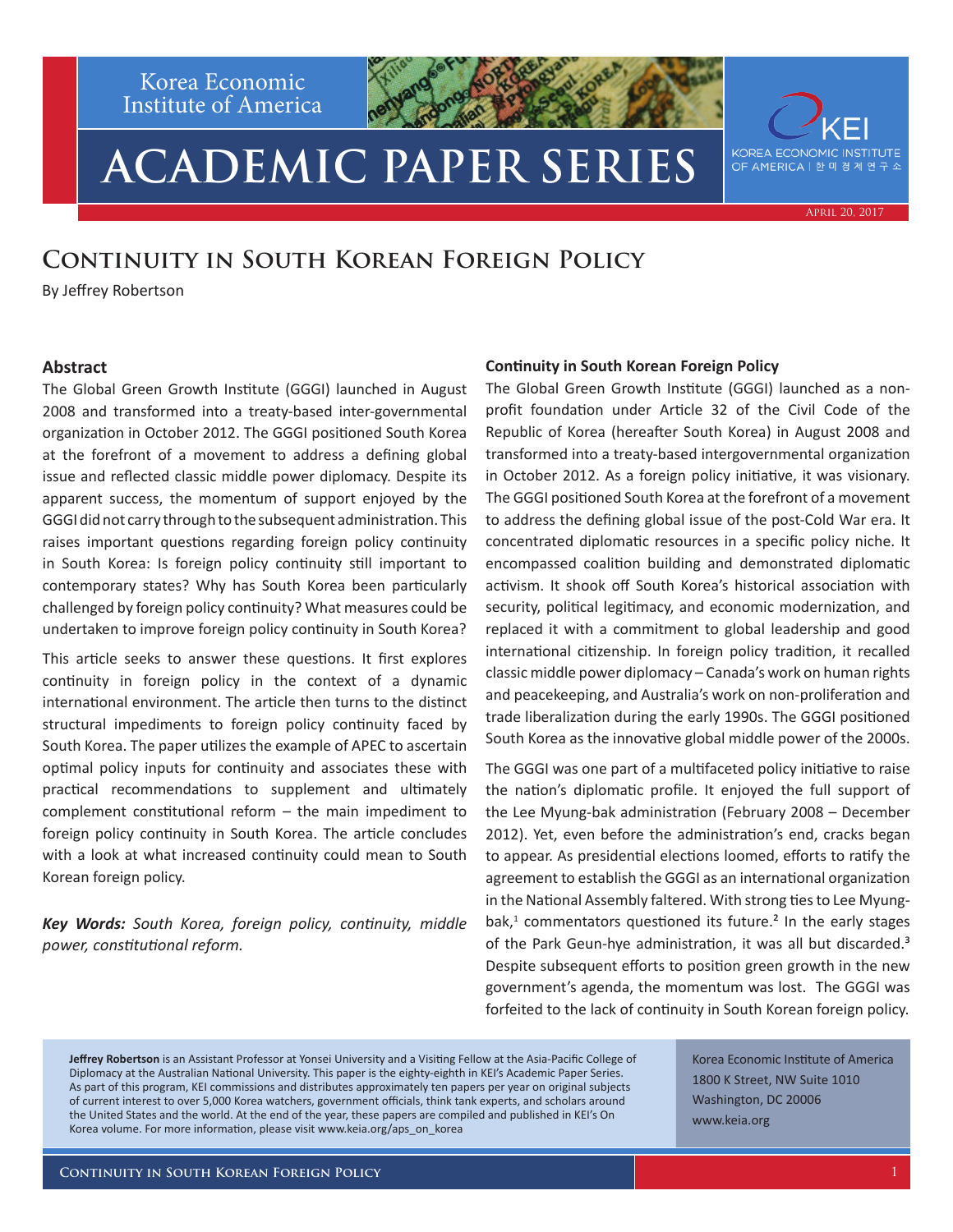Korea Economic Institute of America

# ACADEMIC PAPER SERIES

April 20, 2017

## Continuity in South Korean Foreign Policy

By Jeffrey Robertson

### Abstract

The Global Green Growth Institute (GGGI) launched in August 2008 and transformed into a treaty-based inter-governmental organization in October 2012. The GGGI positioned South Korea at the forefront of a movement to address a defining global issue and reflected classic middle power diplomacy. Despite its apparent success, the momentum of support enjoyed by the GGGI did not carry through to the subsequent administration. This raises important questions regarding foreign policy continuity in South Korea: Is foreign policy continuity still important to contemporary states? Why has South Korea been particularly challenged by foreign policy continuity? What measures could be undertaken to improve foreign policy continuity in South Korea?

This article seeks to answer these questions. It first explores continuity in foreign policy in the context of a dynamic international environment. The article then turns to the distinct structural impediments to foreign policy continuity faced by South Korea. The paper utilizes the example of APEC to ascertain optimal policy inputs for continuity and associates these with practical recommendations to supplement and ultimately complement constitutional reform – the main impediment to foreign policy continuity in South Korea. The article concludes with a look at what increased continuity could mean to South Korean foreign policy.

***Key Words:*** *South Korea, foreign policy, continuity, middle power, constitutional reform.*

### Continuity in South Korean Foreign Policy

The Global Green Growth Institute (GGGI) launched as a non-profit foundation under Article 32 of the Civil Code of the Republic of Korea (hereafter South Korea) in August 2008 and transformed into a treaty-based intergovernmental organization in October 2012. As a foreign policy initiative, it was visionary. The GGGI positioned South Korea at the forefront of a movement to address the defining global issue of the post-Cold War era. It concentrated diplomatic resources in a specific policy niche. It encompassed coalition building and demonstrated diplomatic activism. It shook off South Korea's historical association with security, political legitimacy, and economic modernization, and replaced it with a commitment to global leadership and good international citizenship. In foreign policy tradition, it recalled classic middle power diplomacy – Canada's work on human rights and peacekeeping, and Australia's work on non-proliferation and trade liberalization during the early 1990s. The GGGI positioned South Korea as the innovative global middle power of the 2000s.

The GGGI was one part of a multifaceted policy initiative to raise the nation's diplomatic profile. It enjoyed the full support of the Lee Myung-bak administration (February 2008 – December 2012). Yet, even before the administration's end, cracks began to appear. As presidential elections loomed, efforts to ratify the agreement to establish the GGGI as an international organization in the National Assembly faltered. With strong ties to Lee Myung-bak,[1] commentators questioned its future.[2] In the early stages of the Park Geun-hye administration, it was all but discarded.[3] Despite subsequent efforts to position green growth in the new government's agenda, the momentum was lost. The GGGI was forfeited to the lack of continuity in South Korean foreign policy.

**Jeffrey Robertson** is an Assistant Professor at Yonsei University and a Visiting Fellow at the Asia-Pacific College of Diplomacy at the Australian National University. This paper is the eighty-eighth in KEI's Academic Paper Series. As part of this program, KEI commissions and distributes approximately ten papers per year on original subjects of current interest to over 5,000 Korea watchers, government officials, think tank experts, and scholars around the United States and the world. At the end of the year, these papers are compiled and published in KEI's On Korea volume. For more information, please visit www.keia.org/aps_on_korea

Korea Economic Institute of America
1800 K Street, NW Suite 1010
Washington, DC 20006
www.keia.org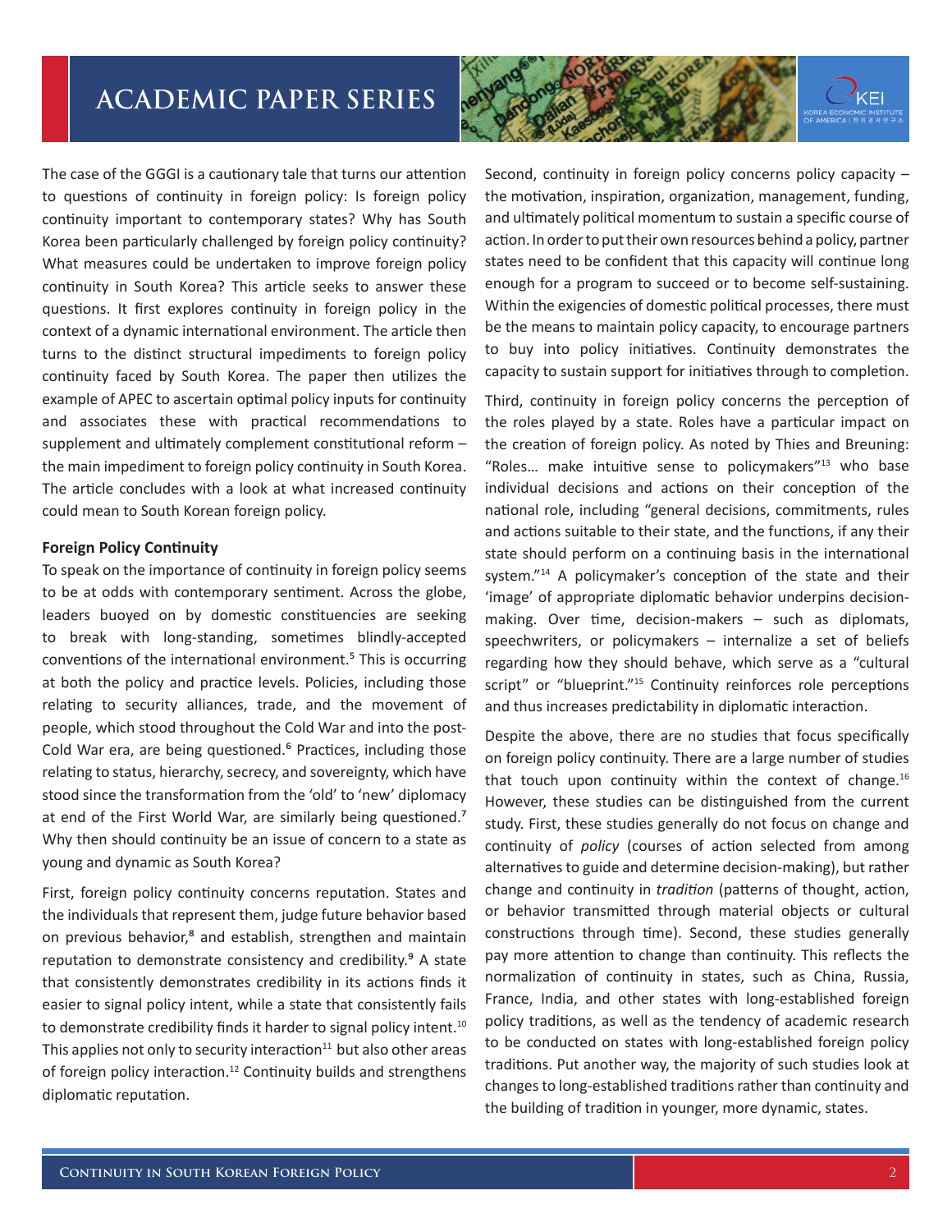The case of the GGGI is a cautionary tale that turns our attention to questions of continuity in foreign policy: Is foreign policy continuity important to contemporary states? Why has South Korea been particularly challenged by foreign policy continuity? What measures could be undertaken to improve foreign policy continuity in South Korea? This article seeks to answer these questions. It first explores continuity in foreign policy in the context of a dynamic international environment. The article then turns to the distinct structural impediments to foreign policy continuity faced by South Korea. The paper then utilizes the example of APEC to ascertain optimal policy inputs for continuity and associates these with practical recommendations to supplement and ultimately complement constitutional reform – the main impediment to foreign policy continuity in South Korea. The article concludes with a look at what increased continuity could mean to South Korean foreign policy.

**Foreign Policy Continuity**

To speak on the importance of continuity in foreign policy seems to be at odds with contemporary sentiment. Across the globe, leaders buoyed on by domestic constituencies are seeking to break with long-standing, sometimes blindly-accepted conventions of the international environment.[5] This is occurring at both the policy and practice levels. Policies, including those relating to security alliances, trade, and the movement of people, which stood throughout the Cold War and into the post-Cold War era, are being questioned.[6] Practices, including those relating to status, hierarchy, secrecy, and sovereignty, which have stood since the transformation from the 'old' to 'new' diplomacy at end of the First World War, are similarly being questioned.[7] Why then should continuity be an issue of concern to a state as young and dynamic as South Korea?

First, foreign policy continuity concerns reputation. States and the individuals that represent them, judge future behavior based on previous behavior,[8] and establish, strengthen and maintain reputation to demonstrate consistency and credibility.[9] A state that consistently demonstrates credibility in its actions finds it easier to signal policy intent, while a state that consistently fails to demonstrate credibility finds it harder to signal policy intent.[10] This applies not only to security interaction[11] but also other areas of foreign policy interaction.[12] Continuity builds and strengthens diplomatic reputation.

Second, continuity in foreign policy concerns policy capacity – the motivation, inspiration, organization, management, funding, and ultimately political momentum to sustain a specific course of action. In order to put their own resources behind a policy, partner states need to be confident that this capacity will continue long enough for a program to succeed or to become self-sustaining. Within the exigencies of domestic political processes, there must be the means to maintain policy capacity, to encourage partners to buy into policy initiatives. Continuity demonstrates the capacity to sustain support for initiatives through to completion.

Third, continuity in foreign policy concerns the perception of the roles played by a state. Roles have a particular impact on the creation of foreign policy. As noted by Thies and Breuning: "Roles… make intuitive sense to policymakers"[13] who base individual decisions and actions on their conception of the national role, including "general decisions, commitments, rules and actions suitable to their state, and the functions, if any their state should perform on a continuing basis in the international system."[14] A policymaker's conception of the state and their 'image' of appropriate diplomatic behavior underpins decision-making. Over time, decision-makers – such as diplomats, speechwriters, or policymakers – internalize a set of beliefs regarding how they should behave, which serve as a "cultural script" or "blueprint."[15] Continuity reinforces role perceptions and thus increases predictability in diplomatic interaction.

Despite the above, there are no studies that focus specifically on foreign policy continuity. There are a large number of studies that touch upon continuity within the context of change.[16] However, these studies can be distinguished from the current study. First, these studies generally do not focus on change and continuity of *policy* (courses of action selected from among alternatives to guide and determine decision-making), but rather change and continuity in *tradition* (patterns of thought, action, or behavior transmitted through material objects or cultural constructions through time). Second, these studies generally pay more attention to change than continuity. This reflects the normalization of continuity in states, such as China, Russia, France, India, and other states with long-established foreign policy traditions, as well as the tendency of academic research to be conducted on states with long-established foreign policy traditions. Put another way, the majority of such studies look at changes to long-established traditions rather than continuity and the building of tradition in younger, more dynamic, states.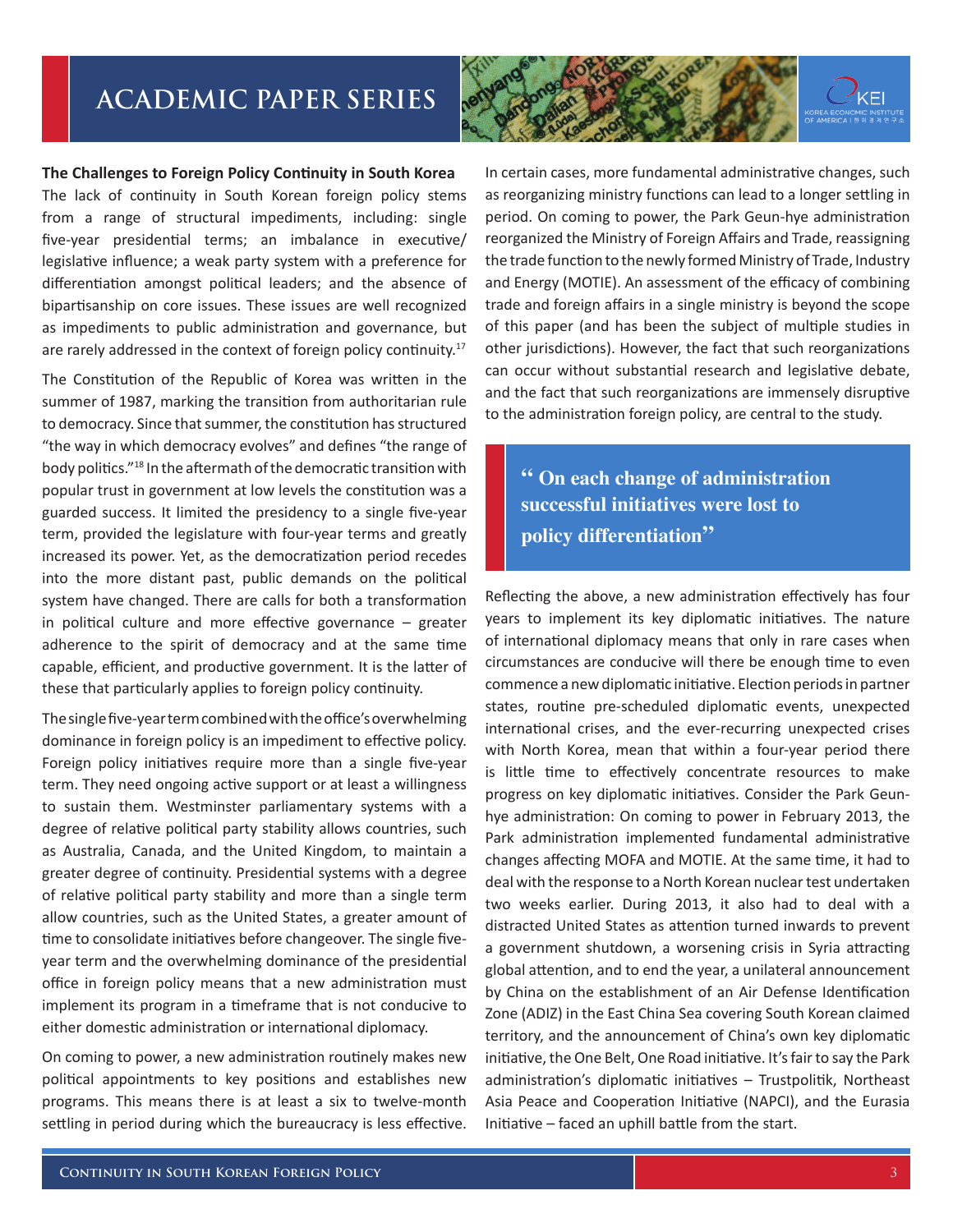### The Challenges to Foreign Policy Continuity in South Korea

The lack of continuity in South Korean foreign policy stems from a range of structural impediments, including: single five-year presidential terms; an imbalance in executive/legislative influence; a weak party system with a preference for differentiation amongst political leaders; and the absence of bipartisanship on core issues. These issues are well recognized as impediments to public administration and governance, but are rarely addressed in the context of foreign policy continuity.[17]

The Constitution of the Republic of Korea was written in the summer of 1987, marking the transition from authoritarian rule to democracy. Since that summer, the constitution has structured "the way in which democracy evolves" and defines "the range of body politics."[18] In the aftermath of the democratic transition with popular trust in government at low levels the constitution was a guarded success. It limited the presidency to a single five-year term, provided the legislature with four-year terms and greatly increased its power. Yet, as the democratization period recedes into the more distant past, public demands on the political system have changed. There are calls for both a transformation in political culture and more effective governance – greater adherence to the spirit of democracy and at the same time capable, efficient, and productive government. It is the latter of these that particularly applies to foreign policy continuity.

The single five-year term combined with the office's overwhelming dominance in foreign policy is an impediment to effective policy. Foreign policy initiatives require more than a single five-year term. They need ongoing active support or at least a willingness to sustain them. Westminster parliamentary systems with a degree of relative political party stability allows countries, such as Australia, Canada, and the United Kingdom, to maintain a greater degree of continuity. Presidential systems with a degree of relative political party stability and more than a single term allow countries, such as the United States, a greater amount of time to consolidate initiatives before changeover. The single five-year term and the overwhelming dominance of the presidential office in foreign policy means that a new administration must implement its program in a timeframe that is not conducive to either domestic administration or international diplomacy.

On coming to power, a new administration routinely makes new political appointments to key positions and establishes new programs. This means there is at least a six to twelve-month settling in period during which the bureaucracy is less effective. In certain cases, more fundamental administrative changes, such as reorganizing ministry functions can lead to a longer settling in period. On coming to power, the Park Geun-hye administration reorganized the Ministry of Foreign Affairs and Trade, reassigning the trade function to the newly formed Ministry of Trade, Industry and Energy (MOTIE). An assessment of the efficacy of combining trade and foreign affairs in a single ministry is beyond the scope of this paper (and has been the subject of multiple studies in other jurisdictions). However, the fact that such reorganizations can occur without substantial research and legislative debate, and the fact that such reorganizations are immensely disruptive to the administration foreign policy, are central to the study.

> **"On each change of administration successful initiatives were lost to policy differentiation"**

Reflecting the above, a new administration effectively has four years to implement its key diplomatic initiatives. The nature of international diplomacy means that only in rare cases when circumstances are conducive will there be enough time to even commence a new diplomatic initiative. Election periods in partner states, routine pre-scheduled diplomatic events, unexpected international crises, and the ever-recurring unexpected crises with North Korea, mean that within a four-year period there is little time to effectively concentrate resources to make progress on key diplomatic initiatives. Consider the Park Geun-hye administration: On coming to power in February 2013, the Park administration implemented fundamental administrative changes affecting MOFA and MOTIE. At the same time, it had to deal with the response to a North Korean nuclear test undertaken two weeks earlier. During 2013, it also had to deal with a distracted United States as attention turned inwards to prevent a government shutdown, a worsening crisis in Syria attracting global attention, and to end the year, a unilateral announcement by China on the establishment of an Air Defense Identification Zone (ADIZ) in the East China Sea covering South Korean claimed territory, and the announcement of China's own key diplomatic initiative, the One Belt, One Road initiative. It's fair to say the Park administration's diplomatic initiatives – Trustpolitik, Northeast Asia Peace and Cooperation Initiative (NAPCI), and the Eurasia Initiative – faced an uphill battle from the start.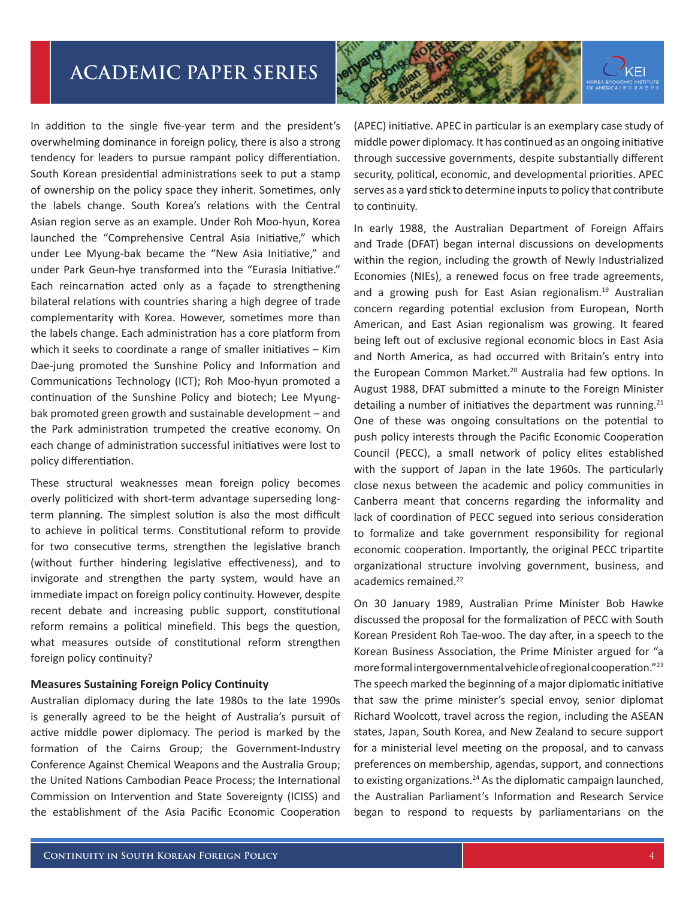In addition to the single five-year term and the president's overwhelming dominance in foreign policy, there is also a strong tendency for leaders to pursue rampant policy differentiation. South Korean presidential administrations seek to put a stamp of ownership on the policy space they inherit. Sometimes, only the labels change. South Korea's relations with the Central Asian region serve as an example. Under Roh Moo-hyun, Korea launched the "Comprehensive Central Asia Initiative," which under Lee Myung-bak became the "New Asia Initiative," and under Park Geun-hye transformed into the "Eurasia Initiative." Each reincarnation acted only as a façade to strengthening bilateral relations with countries sharing a high degree of trade complementarity with Korea. However, sometimes more than the labels change. Each administration has a core platform from which it seeks to coordinate a range of smaller initiatives – Kim Dae-jung promoted the Sunshine Policy and Information and Communications Technology (ICT); Roh Moo-hyun promoted a continuation of the Sunshine Policy and biotech; Lee Myung-bak promoted green growth and sustainable development – and the Park administration trumpeted the creative economy. On each change of administration successful initiatives were lost to policy differentiation.

These structural weaknesses mean foreign policy becomes overly politicized with short-term advantage superseding long-term planning. The simplest solution is also the most difficult to achieve in political terms. Constitutional reform to provide for two consecutive terms, strengthen the legislative branch (without further hindering legislative effectiveness), and to invigorate and strengthen the party system, would have an immediate impact on foreign policy continuity. However, despite recent debate and increasing public support, constitutional reform remains a political minefield. This begs the question, what measures outside of constitutional reform strengthen foreign policy continuity?

**Measures Sustaining Foreign Policy Continuity**

Australian diplomacy during the late 1980s to the late 1990s is generally agreed to be the height of Australia's pursuit of active middle power diplomacy. The period is marked by the formation of the Cairns Group; the Government-Industry Conference Against Chemical Weapons and the Australia Group; the United Nations Cambodian Peace Process; the International Commission on Intervention and State Sovereignty (ICISS) and the establishment of the Asia Pacific Economic Cooperation (APEC) initiative. APEC in particular is an exemplary case study of middle power diplomacy. It has continued as an ongoing initiative through successive governments, despite substantially different security, political, economic, and developmental priorities. APEC serves as a yard stick to determine inputs to policy that contribute to continuity.

In early 1988, the Australian Department of Foreign Affairs and Trade (DFAT) began internal discussions on developments within the region, including the growth of Newly Industrialized Economies (NIEs), a renewed focus on free trade agreements, and a growing push for East Asian regionalism.[19] Australian concern regarding potential exclusion from European, North American, and East Asian regionalism was growing. It feared being left out of exclusive regional economic blocs in East Asia and North America, as had occurred with Britain's entry into the European Common Market.[20] Australia had few options. In August 1988, DFAT submitted a minute to the Foreign Minister detailing a number of initiatives the department was running.[21] One of these was ongoing consultations on the potential to push policy interests through the Pacific Economic Cooperation Council (PECC), a small network of policy elites established with the support of Japan in the late 1960s. The particularly close nexus between the academic and policy communities in Canberra meant that concerns regarding the informality and lack of coordination of PECC segued into serious consideration to formalize and take government responsibility for regional economic cooperation. Importantly, the original PECC tripartite organizational structure involving government, business, and academics remained.[22]

On 30 January 1989, Australian Prime Minister Bob Hawke discussed the proposal for the formalization of PECC with South Korean President Roh Tae-woo. The day after, in a speech to the Korean Business Association, the Prime Minister argued for "a more formal intergovernmental vehicle of regional cooperation."[23] The speech marked the beginning of a major diplomatic initiative that saw the prime minister's special envoy, senior diplomat Richard Woolcott, travel across the region, including the ASEAN states, Japan, South Korea, and New Zealand to secure support for a ministerial level meeting on the proposal, and to canvass preferences on membership, agendas, support, and connections to existing organizations.[24] As the diplomatic campaign launched, the Australian Parliament's Information and Research Service began to respond to requests by parliamentarians on the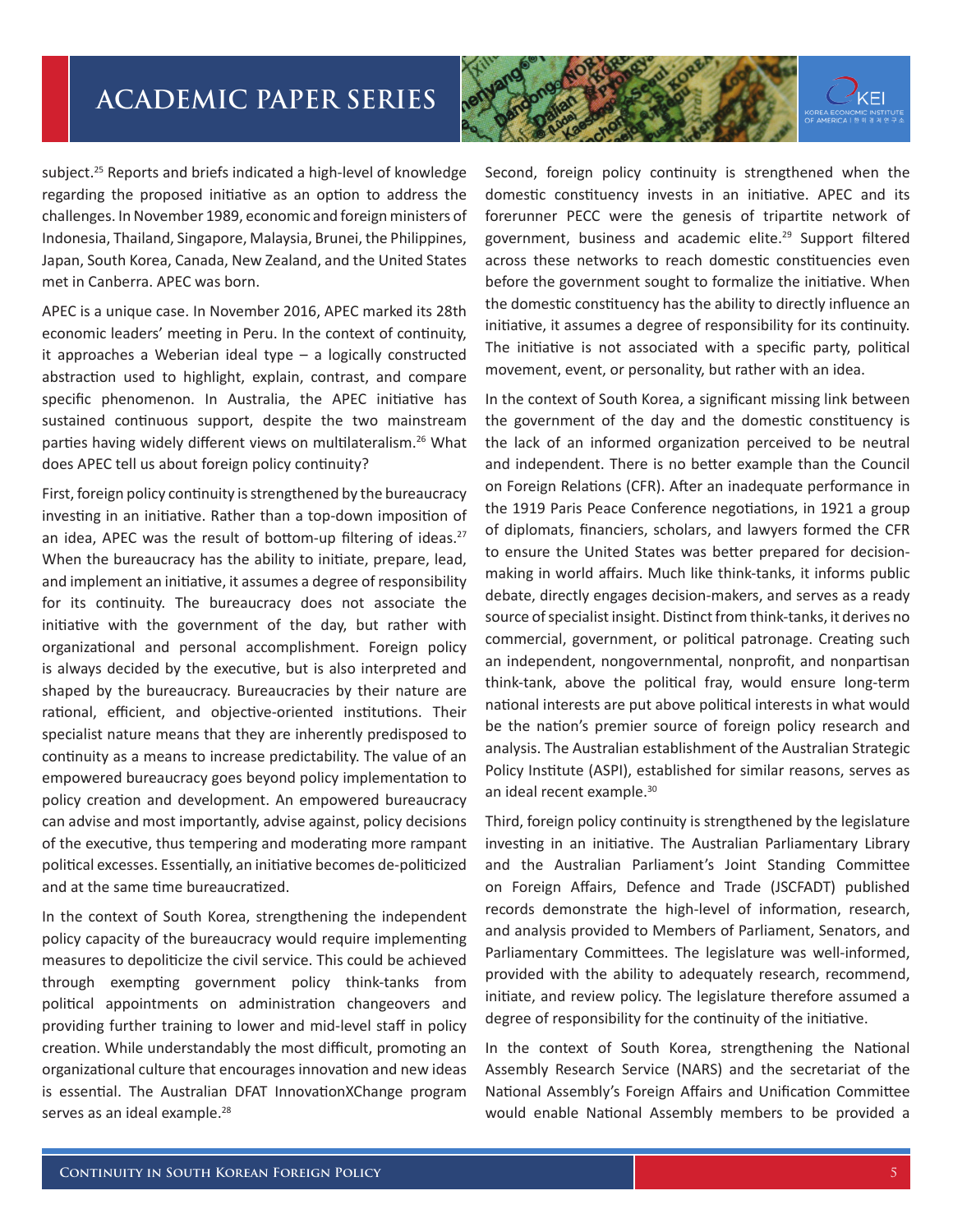subject.[25] Reports and briefs indicated a high-level of knowledge regarding the proposed initiative as an option to address the challenges. In November 1989, economic and foreign ministers of Indonesia, Thailand, Singapore, Malaysia, Brunei, the Philippines, Japan, South Korea, Canada, New Zealand, and the United States met in Canberra. APEC was born.

APEC is a unique case. In November 2016, APEC marked its 28th economic leaders' meeting in Peru. In the context of continuity, it approaches a Weberian ideal type – a logically constructed abstraction used to highlight, explain, contrast, and compare specific phenomenon. In Australia, the APEC initiative has sustained continuous support, despite the two mainstream parties having widely different views on multilateralism.[26] What does APEC tell us about foreign policy continuity?

First, foreign policy continuity is strengthened by the bureaucracy investing in an initiative. Rather than a top-down imposition of an idea, APEC was the result of bottom-up filtering of ideas.[27] When the bureaucracy has the ability to initiate, prepare, lead, and implement an initiative, it assumes a degree of responsibility for its continuity. The bureaucracy does not associate the initiative with the government of the day, but rather with organizational and personal accomplishment. Foreign policy is always decided by the executive, but is also interpreted and shaped by the bureaucracy. Bureaucracies by their nature are rational, efficient, and objective-oriented institutions. Their specialist nature means that they are inherently predisposed to continuity as a means to increase predictability. The value of an empowered bureaucracy goes beyond policy implementation to policy creation and development. An empowered bureaucracy can advise and most importantly, advise against, policy decisions of the executive, thus tempering and moderating more rampant political excesses. Essentially, an initiative becomes de-politicized and at the same time bureaucratized.

In the context of South Korea, strengthening the independent policy capacity of the bureaucracy would require implementing measures to depoliticize the civil service. This could be achieved through exempting government policy think-tanks from political appointments on administration changeovers and providing further training to lower and mid-level staff in policy creation. While understandably the most difficult, promoting an organizational culture that encourages innovation and new ideas is essential. The Australian DFAT InnovationXChange program serves as an ideal example.[28]

Second, foreign policy continuity is strengthened when the domestic constituency invests in an initiative. APEC and its forerunner PECC were the genesis of tripartite network of government, business and academic elite.[29] Support filtered across these networks to reach domestic constituencies even before the government sought to formalize the initiative. When the domestic constituency has the ability to directly influence an initiative, it assumes a degree of responsibility for its continuity. The initiative is not associated with a specific party, political movement, event, or personality, but rather with an idea.

In the context of South Korea, a significant missing link between the government of the day and the domestic constituency is the lack of an informed organization perceived to be neutral and independent. There is no better example than the Council on Foreign Relations (CFR). After an inadequate performance in the 1919 Paris Peace Conference negotiations, in 1921 a group of diplomats, financiers, scholars, and lawyers formed the CFR to ensure the United States was better prepared for decision-making in world affairs. Much like think-tanks, it informs public debate, directly engages decision-makers, and serves as a ready source of specialist insight. Distinct from think-tanks, it derives no commercial, government, or political patronage. Creating such an independent, nongovernmental, nonprofit, and nonpartisan think-tank, above the political fray, would ensure long-term national interests are put above political interests in what would be the nation's premier source of foreign policy research and analysis. The Australian establishment of the Australian Strategic Policy Institute (ASPI), established for similar reasons, serves as an ideal recent example.[30]

Third, foreign policy continuity is strengthened by the legislature investing in an initiative. The Australian Parliamentary Library and the Australian Parliament's Joint Standing Committee on Foreign Affairs, Defence and Trade (JSCFADT) published records demonstrate the high-level of information, research, and analysis provided to Members of Parliament, Senators, and Parliamentary Committees. The legislature was well-informed, provided with the ability to adequately research, recommend, initiate, and review policy. The legislature therefore assumed a degree of responsibility for the continuity of the initiative.

In the context of South Korea, strengthening the National Assembly Research Service (NARS) and the secretariat of the National Assembly's Foreign Affairs and Unification Committee would enable National Assembly members to be provided a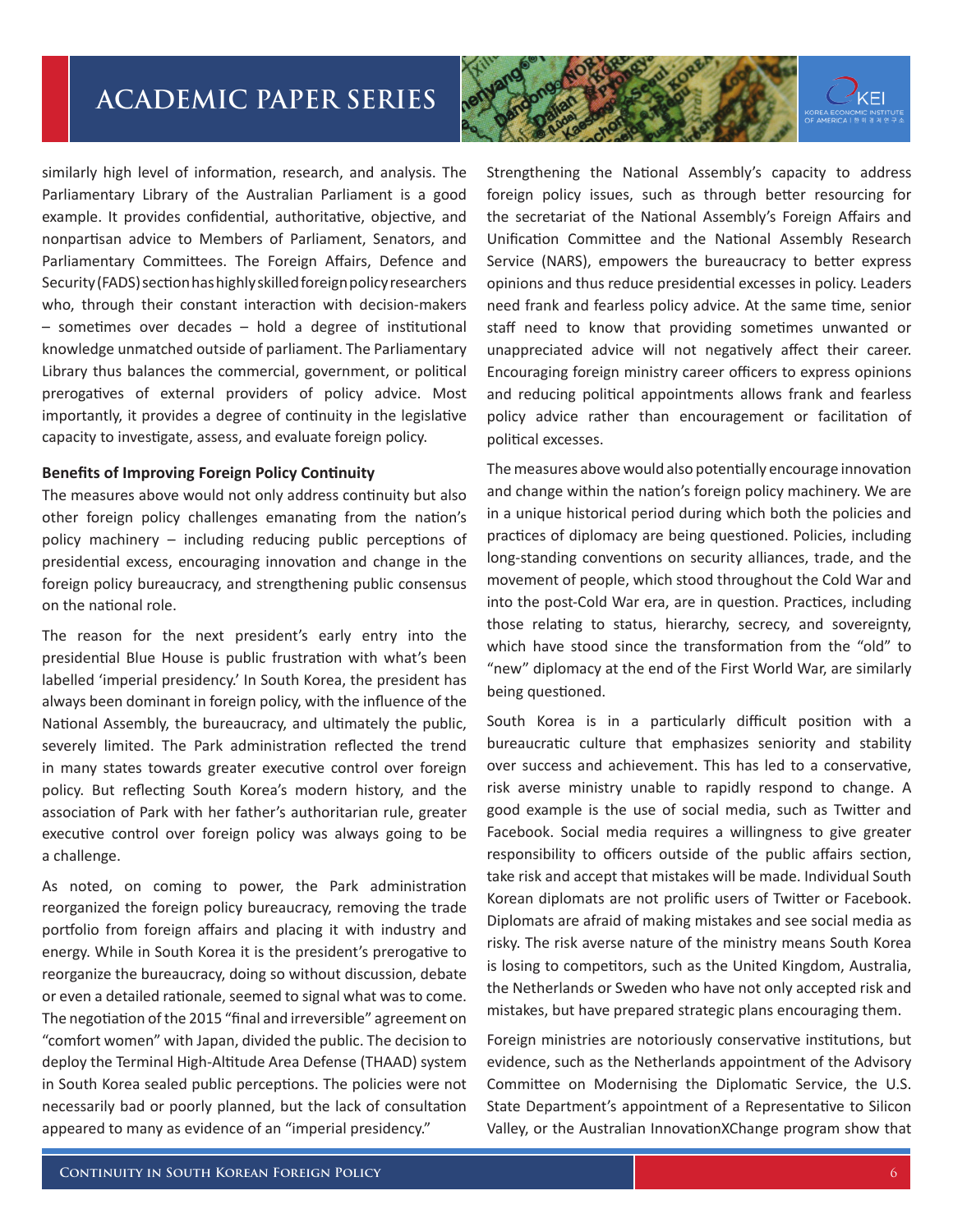similarly high level of information, research, and analysis. The Parliamentary Library of the Australian Parliament is a good example. It provides confidential, authoritative, objective, and nonpartisan advice to Members of Parliament, Senators, and Parliamentary Committees. The Foreign Affairs, Defence and Security (FADS) section has highly skilled foreign policy researchers who, through their constant interaction with decision-makers – sometimes over decades – hold a degree of institutional knowledge unmatched outside of parliament. The Parliamentary Library thus balances the commercial, government, or political prerogatives of external providers of policy advice. Most importantly, it provides a degree of continuity in the legislative capacity to investigate, assess, and evaluate foreign policy.

**Benefits of Improving Foreign Policy Continuity**

The measures above would not only address continuity but also other foreign policy challenges emanating from the nation's policy machinery – including reducing public perceptions of presidential excess, encouraging innovation and change in the foreign policy bureaucracy, and strengthening public consensus on the national role.

The reason for the next president's early entry into the presidential Blue House is public frustration with what's been labelled 'imperial presidency.' In South Korea, the president has always been dominant in foreign policy, with the influence of the National Assembly, the bureaucracy, and ultimately the public, severely limited. The Park administration reflected the trend in many states towards greater executive control over foreign policy. But reflecting South Korea's modern history, and the association of Park with her father's authoritarian rule, greater executive control over foreign policy was always going to be a challenge.

As noted, on coming to power, the Park administration reorganized the foreign policy bureaucracy, removing the trade portfolio from foreign affairs and placing it with industry and energy. While in South Korea it is the president's prerogative to reorganize the bureaucracy, doing so without discussion, debate or even a detailed rationale, seemed to signal what was to come. The negotiation of the 2015 "final and irreversible" agreement on "comfort women" with Japan, divided the public. The decision to deploy the Terminal High-Altitude Area Defense (THAAD) system in South Korea sealed public perceptions. The policies were not necessarily bad or poorly planned, but the lack of consultation appeared to many as evidence of an "imperial presidency."

Strengthening the National Assembly's capacity to address foreign policy issues, such as through better resourcing for the secretariat of the National Assembly's Foreign Affairs and Unification Committee and the National Assembly Research Service (NARS), empowers the bureaucracy to better express opinions and thus reduce presidential excesses in policy. Leaders need frank and fearless policy advice. At the same time, senior staff need to know that providing sometimes unwanted or unappreciated advice will not negatively affect their career. Encouraging foreign ministry career officers to express opinions and reducing political appointments allows frank and fearless policy advice rather than encouragement or facilitation of political excesses.

The measures above would also potentially encourage innovation and change within the nation's foreign policy machinery. We are in a unique historical period during which both the policies and practices of diplomacy are being questioned. Policies, including long-standing conventions on security alliances, trade, and the movement of people, which stood throughout the Cold War and into the post-Cold War era, are in question. Practices, including those relating to status, hierarchy, secrecy, and sovereignty, which have stood since the transformation from the "old" to "new" diplomacy at the end of the First World War, are similarly being questioned.

South Korea is in a particularly difficult position with a bureaucratic culture that emphasizes seniority and stability over success and achievement. This has led to a conservative, risk averse ministry unable to rapidly respond to change. A good example is the use of social media, such as Twitter and Facebook. Social media requires a willingness to give greater responsibility to officers outside of the public affairs section, take risk and accept that mistakes will be made. Individual South Korean diplomats are not prolific users of Twitter or Facebook. Diplomats are afraid of making mistakes and see social media as risky. The risk averse nature of the ministry means South Korea is losing to competitors, such as the United Kingdom, Australia, the Netherlands or Sweden who have not only accepted risk and mistakes, but have prepared strategic plans encouraging them.

Foreign ministries are notoriously conservative institutions, but evidence, such as the Netherlands appointment of the Advisory Committee on Modernising the Diplomatic Service, the U.S. State Department's appointment of a Representative to Silicon Valley, or the Australian InnovationXChange program show that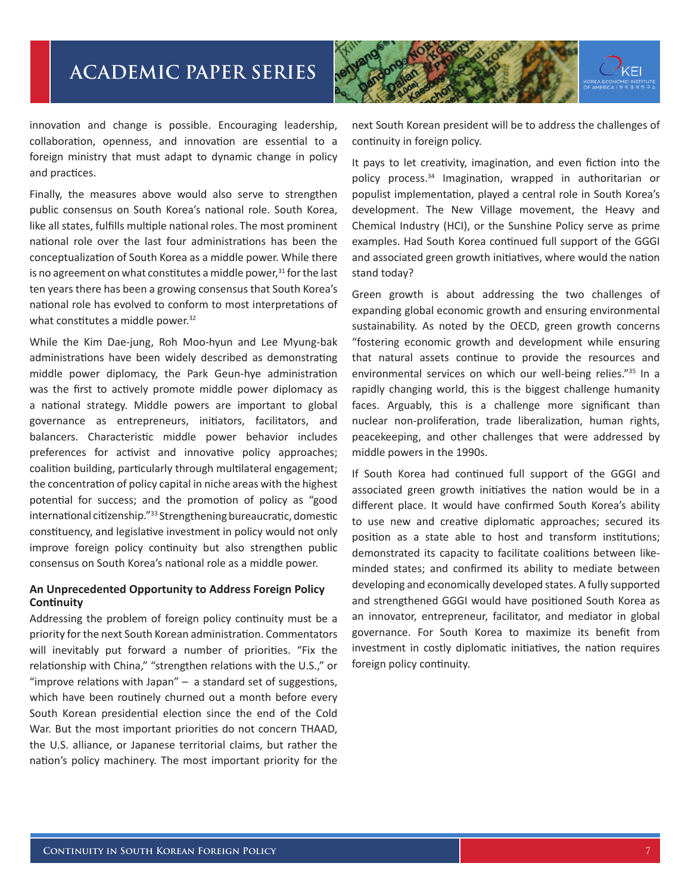innovation and change is possible. Encouraging leadership, collaboration, openness, and innovation are essential to a foreign ministry that must adapt to dynamic change in policy and practices.

Finally, the measures above would also serve to strengthen public consensus on South Korea's national role. South Korea, like all states, fulfills multiple national roles. The most prominent national role over the last four administrations has been the conceptualization of South Korea as a middle power. While there is no agreement on what constitutes a middle power,[31] for the last ten years there has been a growing consensus that South Korea's national role has evolved to conform to most interpretations of what constitutes a middle power.[32]

While the Kim Dae-jung, Roh Moo-hyun and Lee Myung-bak administrations have been widely described as demonstrating middle power diplomacy, the Park Geun-hye administration was the first to actively promote middle power diplomacy as a national strategy. Middle powers are important to global governance as entrepreneurs, initiators, facilitators, and balancers. Characteristic middle power behavior includes preferences for activist and innovative policy approaches; coalition building, particularly through multilateral engagement; the concentration of policy capital in niche areas with the highest potential for success; and the promotion of policy as "good international citizenship."[33] Strengthening bureaucratic, domestic constituency, and legislative investment in policy would not only improve foreign policy continuity but also strengthen public consensus on South Korea's national role as a middle power.

**An Unprecedented Opportunity to Address Foreign Policy Continuity**

Addressing the problem of foreign policy continuity must be a priority for the next South Korean administration. Commentators will inevitably put forward a number of priorities. "Fix the relationship with China," "strengthen relations with the U.S.," or "improve relations with Japan" – a standard set of suggestions, which have been routinely churned out a month before every South Korean presidential election since the end of the Cold War. But the most important priorities do not concern THAAD, the U.S. alliance, or Japanese territorial claims, but rather the nation's policy machinery. The most important priority for the next South Korean president will be to address the challenges of continuity in foreign policy.

It pays to let creativity, imagination, and even fiction into the policy process.[34] Imagination, wrapped in authoritarian or populist implementation, played a central role in South Korea's development. The New Village movement, the Heavy and Chemical Industry (HCI), or the Sunshine Policy serve as prime examples. Had South Korea continued full support of the GGGI and associated green growth initiatives, where would the nation stand today?

Green growth is about addressing the two challenges of expanding global economic growth and ensuring environmental sustainability. As noted by the OECD, green growth concerns "fostering economic growth and development while ensuring that natural assets continue to provide the resources and environmental services on which our well-being relies."[35] In a rapidly changing world, this is the biggest challenge humanity faces. Arguably, this is a challenge more significant than nuclear non-proliferation, trade liberalization, human rights, peacekeeping, and other challenges that were addressed by middle powers in the 1990s.

If South Korea had continued full support of the GGGI and associated green growth initiatives the nation would be in a different place. It would have confirmed South Korea's ability to use new and creative diplomatic approaches; secured its position as a state able to host and transform institutions; demonstrated its capacity to facilitate coalitions between like-minded states; and confirmed its ability to mediate between developing and economically developed states. A fully supported and strengthened GGGI would have positioned South Korea as an innovator, entrepreneur, facilitator, and mediator in global governance. For South Korea to maximize its benefit from investment in costly diplomatic initiatives, the nation requires foreign policy continuity.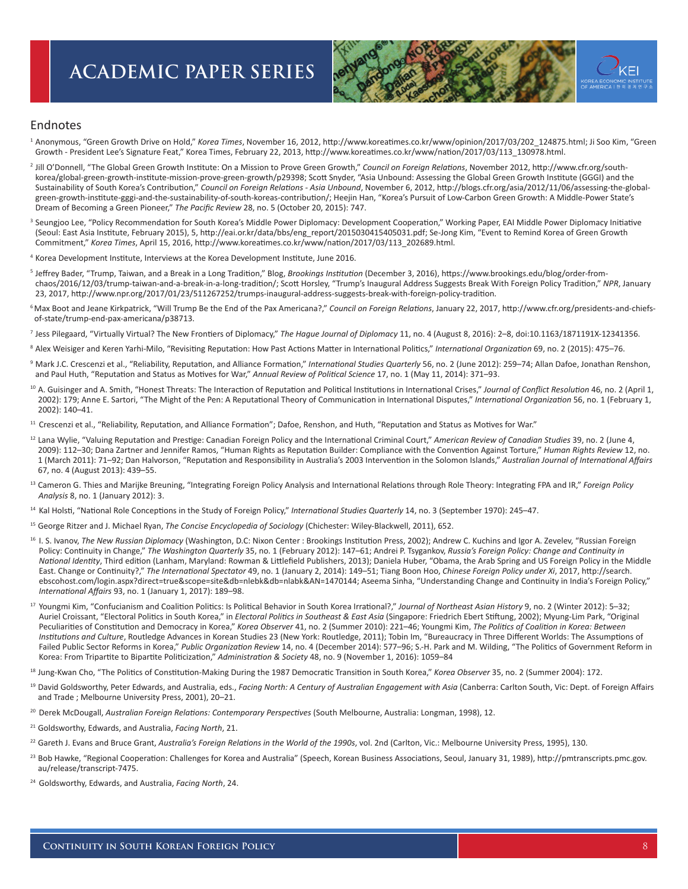## Endnotes

[1] Anonymous, "Green Growth Drive on Hold," *Korea Times*, November 16, 2012, http://www.koreatimes.co.kr/www/opinion/2017/03/202_124875.html; Ji Soo Kim, "Green Growth - President Lee's Signature Feat," Korea Times, February 22, 2013, http://www.koreatimes.co.kr/www/nation/2017/03/113_130978.html.

[2] Jill O'Donnell, "The Global Green Growth Institute: On a Mission to Prove Green Growth," *Council on Foreign Relations*, November 2012, http://www.cfr.org/south-korea/global-green-growth-institute-mission-prove-green-growth/p29398; Scott Snyder, "Asia Unbound: Assessing the Global Green Growth Institute (GGGI) and the Sustainability of South Korea's Contribution," *Council on Foreign Relations - Asia Unbound*, November 6, 2012, http://blogs.cfr.org/asia/2012/11/06/assessing-the-global-green-growth-institute-gggi-and-the-sustainability-of-south-koreas-contribution/; Heejin Han, "Korea's Pursuit of Low-Carbon Green Growth: A Middle-Power State's Dream of Becoming a Green Pioneer," *The Pacific Review* 28, no. 5 (October 20, 2015): 747.

[3] Seungjoo Lee, "Policy Recommendation for South Korea's Middle Power Diplomacy: Development Cooperation," Working Paper, EAI Middle Power Diplomacy Initiative (Seoul: East Asia Institute, February 2015), 5, http://eai.or.kr/data/bbs/eng_report/2015030415405031.pdf; Se-Jong Kim, "Event to Remind Korea of Green Growth Commitment," *Korea Times*, April 15, 2016, http://www.koreatimes.co.kr/www/nation/2017/03/113_202689.html.

[4] Korea Development Institute, Interviews at the Korea Development Institute, June 2016.

[5] Jeffrey Bader, "Trump, Taiwan, and a Break in a Long Tradition," Blog, *Brookings Institution* (December 3, 2016), https://www.brookings.edu/blog/order-from-chaos/2016/12/03/trump-taiwan-and-a-break-in-a-long-tradition/; Scott Horsley, "Trump's Inaugural Address Suggests Break With Foreign Policy Tradition," *NPR*, January 23, 2017, http://www.npr.org/2017/01/23/511267252/trumps-inaugural-address-suggests-break-with-foreign-policy-tradition.

[6] Max Boot and Jeane Kirkpatrick, "Will Trump Be the End of the Pax Americana?," *Council on Foreign Relations*, January 22, 2017, http://www.cfr.org/presidents-and-chiefs-of-state/trump-end-pax-americana/p38713.

[7] Jess Pilegaard, "Virtually Virtual? The New Frontiers of Diplomacy," *The Hague Journal of Diplomacy* 11, no. 4 (August 8, 2016): 2–8, doi:10.1163/1871191X-12341356.

[8] Alex Weisiger and Keren Yarhi-Milo, "Revisiting Reputation: How Past Actions Matter in International Politics," *International Organization* 69, no. 2 (2015): 475–76.

[9] Mark J.C. Crescenzi et al., "Reliability, Reputation, and Alliance Formation," *International Studies Quarterly* 56, no. 2 (June 2012): 259–74; Allan Dafoe, Jonathan Renshon, and Paul Huth, "Reputation and Status as Motives for War," *Annual Review of Political Science* 17, no. 1 (May 11, 2014): 371–93.

[10] A. Guisinger and A. Smith, "Honest Threats: The Interaction of Reputation and Political Institutions in International Crises," *Journal of Conflict Resolution* 46, no. 2 (April 1, 2002): 179; Anne E. Sartori, "The Might of the Pen: A Reputational Theory of Communication in International Disputes," *International Organization* 56, no. 1 (February 1, 2002): 140–41.

[11] Crescenzi et al., "Reliability, Reputation, and Alliance Formation"; Dafoe, Renshon, and Huth, "Reputation and Status as Motives for War."

[12] Lana Wylie, "Valuing Reputation and Prestige: Canadian Foreign Policy and the International Criminal Court," *American Review of Canadian Studies* 39, no. 2 (June 4, 2009): 112–30; Dana Zartner and Jennifer Ramos, "Human Rights as Reputation Builder: Compliance with the Convention Against Torture," *Human Rights Review* 12, no. 1 (March 2011): 71–92; Dan Halvorson, "Reputation and Responsibility in Australia's 2003 Intervention in the Solomon Islands," *Australian Journal of International Affairs* 67, no. 4 (August 2013): 439–55.

[13] Cameron G. Thies and Marijke Breuning, "Integrating Foreign Policy Analysis and International Relations through Role Theory: Integrating FPA and IR," *Foreign Policy Analysis* 8, no. 1 (January 2012): 3.

[14] Kal Holsti, "National Role Conceptions in the Study of Foreign Policy," *International Studies Quarterly* 14, no. 3 (September 1970): 245–47.

[15] George Ritzer and J. Michael Ryan, *The Concise Encyclopedia of Sociology* (Chichester: Wiley-Blackwell, 2011), 652.

[16] I. S. Ivanov, *The New Russian Diplomacy* (Washington, D.C: Nixon Center : Brookings Institution Press, 2002); Andrew C. Kuchins and Igor A. Zevelev, "Russian Foreign Policy: Continuity in Change," *The Washington Quarterly* 35, no. 1 (February 2012): 147–61; Andrei P. Tsygankov, *Russia's Foreign Policy: Change and Continuity in National Identity*, Third edition (Lanham, Maryland: Rowman & Littlefield Publishers, 2013); Daniela Huber, "Obama, the Arab Spring and US Foreign Policy in the Middle East. Change or Continuity?," *The International Spectator* 49, no. 1 (January 2, 2014): 149–51; Tiang Boon Hoo, *Chinese Foreign Policy under Xi*, 2017, http://search.ebscohost.com/login.aspx?direct=true&scope=site&db=nlebk&db=nlabk&AN=1470144; Aseema Sinha, "Understanding Change and Continuity in India's Foreign Policy," *International Affairs* 93, no. 1 (January 1, 2017): 189–98.

[17] Youngmi Kim, "Confucianism and Coalition Politics: Is Political Behavior in South Korea Irrational?," *Journal of Northeast Asian History* 9, no. 2 (Winter 2012): 5–32; Auriel Croissant, "Electoral Politics in South Korea," in *Electoral Politics in Southeast & East Asia* (Singapore: Friedrich Ebert Stiftung, 2002); Myung-Lim Park, "Original Peculiarities of Constitution and Democracy in Korea," *Korea Observer* 41, no. 2 (Summer 2010): 221–46; Youngmi Kim, *The Politics of Coalition in Korea: Between Institutions and Culture*, Routledge Advances in Korean Studies 23 (New York: Routledge, 2011); Tobin Im, "Bureaucracy in Three Different Worlds: The Assumptions of Failed Public Sector Reforms in Korea," *Public Organization Review* 14, no. 4 (December 2014): 577–96; S.-H. Park and M. Wilding, "The Politics of Government Reform in Korea: From Tripartite to Bipartite Politicization," *Administration & Society* 48, no. 9 (November 1, 2016): 1059–84

[18] Jung-Kwan Cho, "The Politics of Constitution-Making During the 1987 Democratic Transition in South Korea," *Korea Observer* 35, no. 2 (Summer 2004): 172.

[19] David Goldsworthy, Peter Edwards, and Australia, eds., *Facing North: A Century of Australian Engagement with Asia* (Canberra: Carlton South, Vic: Dept. of Foreign Affairs and Trade ; Melbourne University Press, 2001), 20–21.

[20] Derek McDougall, *Australian Foreign Relations: Contemporary Perspectives* (South Melbourne, Australia: Longman, 1998), 12.

[21] Goldsworthy, Edwards, and Australia, *Facing North*, 21.

[22] Gareth J. Evans and Bruce Grant, *Australia's Foreign Relations in the World of the 1990s*, vol. 2nd (Carlton, Vic.: Melbourne University Press, 1995), 130.

[23] Bob Hawke, "Regional Cooperation: Challenges for Korea and Australia" (Speech, Korean Business Associations, Seoul, January 31, 1989), http://pmtranscripts.pmc.gov.au/release/transcript-7475.

[24] Goldsworthy, Edwards, and Australia, *Facing North*, 24.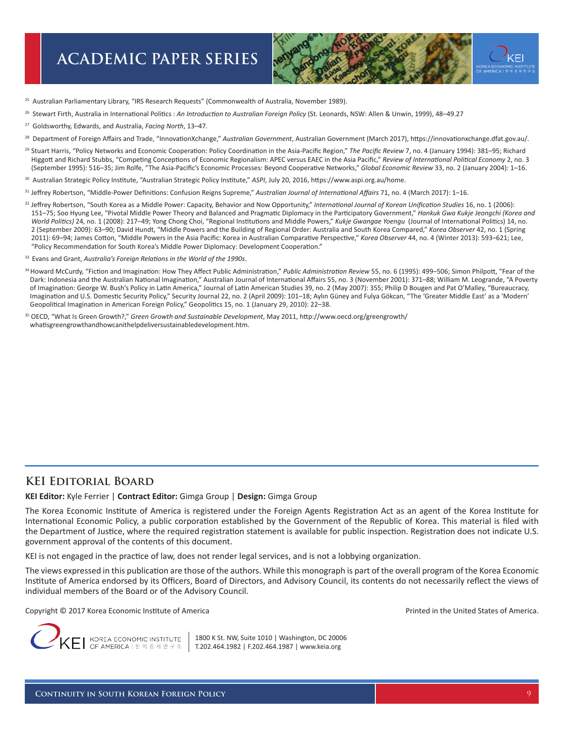[25] Australian Parliamentary Library, "IRS Research Requests" (Commonwealth of Australia, November 1989).

[26] Stewart Firth, Australia in International Politics : *An Introduction to Australian Foreign Policy* (St. Leonards, NSW: Allen & Unwin, 1999), 48–49.27

[27] Goldsworthy, Edwards, and Australia, *Facing North*, 13–47.

[28] Department of Foreign Affairs and Trade, "InnovationXchange," *Australian Government*, Australian Government (March 2017), https://innovationxchange.dfat.gov.au/.

[29] Stuart Harris, "Policy Networks and Economic Cooperation: Policy Coordination in the Asia-Pacific Region," *The Pacific Review* 7, no. 4 (January 1994): 381–95; Richard Higgott and Richard Stubbs, "Competing Conceptions of Economic Regionalism: APEC versus EAEC in the Asia Pacific," *Review of International Political Economy* 2, no. 3 (September 1995): 516–35; Jim Rolfe, "The Asia-Pacific's Economic Processes: Beyond Cooperative Networks," *Global Economic Review* 33, no. 2 (January 2004): 1–16.

[30] Australian Strategic Policy Institute, "Australian Strategic Policy Institute," *ASPI*, July 20, 2016, https://www.aspi.org.au/home.

[31] Jeffrey Robertson, "Middle-Power Definitions: Confusion Reigns Supreme," *Australian Journal of International Affairs* 71, no. 4 (March 2017): 1–16.

[32] Jeffrey Robertson, "South Korea as a Middle Power: Capacity, Behavior and Now Opportunity," *International Journal of Korean Unification Studies* 16, no. 1 (2006): 151–75; Soo Hyung Lee, "Pivotal Middle Power Theory and Balanced and Pragmatic Diplomacy in the Participatory Government," *Hankuk Gwa Kukje Jeongchi (Korea and World Politics)* 24, no. 1 (2008): 217–49; Yong Chong Choi, "Regional Institutions and Middle Powers," *Kukje Gwangae Yoengu* (Journal of International Politics) 14, no. 2 (September 2009): 63–90; David Hundt, "Middle Powers and the Building of Regional Order: Australia and South Korea Compared," *Korea Observer* 42, no. 1 (Spring 2011): 69–94; James Cotton, "Middle Powers in the Asia Pacific: Korea in Australian Comparative Perspective," *Korea Observer* 44, no. 4 (Winter 2013): 593–621; Lee, "Policy Recommendation for South Korea's Middle Power Diplomacy: Development Cooperation."

[33] Evans and Grant, *Australia's Foreign Relations in the World of the 1990s*.

[34] Howard McCurdy, "Fiction and Imagination: How They Affect Public Administration," *Public Administration Review* 55, no. 6 (1995): 499–506; Simon Philpott, "Fear of the Dark: Indonesia and the Australian National Imagination," Australian Journal of International Affairs 55, no. 3 (November 2001): 371–88; William M. Leogrande, "A Poverty of Imagination: George W. Bush's Policy in Latin America," Journal of Latin American Studies 39, no. 2 (May 2007): 355; Philip D Bougen and Pat O'Malley, "Bureaucracy, Imagination and U.S. Domestic Security Policy," Security Journal 22, no. 2 (April 2009): 101–18; Aylın Güney and Fulya Gökcan, "The 'Greater Middle East' as a 'Modern' Geopolitical Imagination in American Foreign Policy," Geopolitics 15, no. 1 (January 29, 2010): 22–38.

[35] OECD, "What Is Green Growth?," *Green Growth and Sustainable Development*, May 2011, http://www.oecd.org/greengrowth/whatisgreengrowthandhowcanithelpdeliversustainabledevelopment.htm.

## KEI Editorial Board

**KEI Editor:** Kyle Ferrier | **Contract Editor:** Gimga Group | **Design:** Gimga Group

The Korea Economic Institute of America is registered under the Foreign Agents Registration Act as an agent of the Korea Institute for International Economic Policy, a public corporation established by the Government of the Republic of Korea. This material is filed with the Department of Justice, where the required registration statement is available for public inspection. Registration does not indicate U.S. government approval of the contents of this document.

KEI is not engaged in the practice of law, does not render legal services, and is not a lobbying organization.

The views expressed in this publication are those of the authors. While this monograph is part of the overall program of the Korea Economic Institute of America endorsed by its Officers, Board of Directors, and Advisory Council, its contents do not necessarily reflect the views of individual members of the Board or of the Advisory Council.

Copyright © 2017 Korea Economic Institute of America

Printed in the United States of America.

KEI KOREA ECONOMIC INSTITUTE OF AMERICA | 한 미 경 제 연 구 소

1800 K St. NW, Suite 1010 | Washington, DC 20006
T.202.464.1982 | F.202.464.1987 | www.keia.org